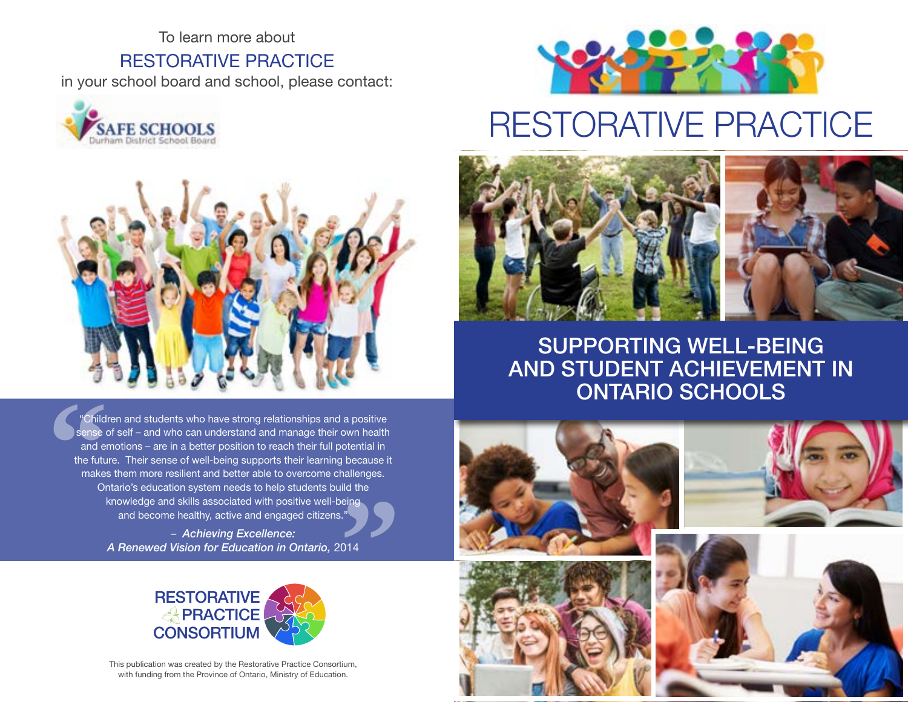To learn more about

RESTORATIVE PRACTICE

in your school board and school, please contact:

SAFE SCHOOLS
Durham District School Board

> "Children and students who have strong relationships and a positive sense of self – and who can understand and manage their own health and emotions – are in a better position to reach their full potential in the future. Their sense of well-being supports their learning because it makes them more resilient and better able to overcome challenges. Ontario's education system needs to help students build the knowledge and skills associated with positive well-being and become healthy, active and engaged citizens."
>
> – *Achieving Excellence: A Renewed Vision for Education in Ontario,* 2014

RESTORATIVE PRACTICE CONSORTIUM

This publication was created by the Restorative Practice Consortium, with funding from the Province of Ontario, Ministry of Education.

# RESTORATIVE PRACTICE

## SUPPORTING WELL-BEING AND STUDENT ACHIEVEMENT IN ONTARIO SCHOOLS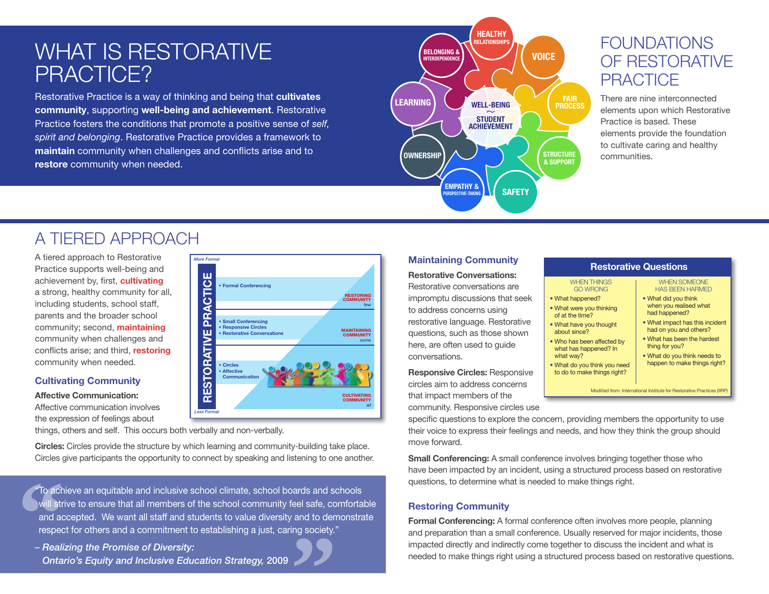# WHAT IS RESTORATIVE PRACTICE?

Restorative Practice is a way of thinking and being that **cultivates community**, supporting **well-being and achievement**. Restorative Practice fosters the conditions that promote a positive sense of *self, spirit and belonging*. Restorative Practice provides a framework to **maintain** community when challenges and conflicts arise and to **restore** community when needed.

HEALTHY RELATIONSHIPS
VOICE
FAIR PROCESS
STRUCTURE & SUPPORT
SAFETY
EMPATHY & PERSPECTIVE-TAKING
OWNERSHIP
LEARNING
BELONGING & INTERDEPENDENCE
WELL-BEING ~ STUDENT ACHIEVEMENT

# FOUNDATIONS OF RESTORATIVE PRACTICE

There are nine interconnected elements upon which Restorative Practice is based. These elements provide the foundation to cultivate caring and healthy communities.

# A TIERED APPROACH

A tiered approach to Restorative Practice supports well-being and achievement by, first, **cultivating** a strong, healthy community for all, including students, school staff, parents and the broader school community; second, **maintaining** community when challenges and conflicts arise; and third, **restoring** community when needed.

More Formal
RESTORATIVE PRACTICE
- Formal Conferencing

RESTORING COMMUNITY
few

- Small Conferencing
- Responsive Circles
- Restorative Conversations

MAINTAINING COMMUNITY
some

- Circles
- Affective Communication

CULTIVATING COMMUNITY
all

Less Formal

## Cultivating Community

**Affective Communication:** Affective communication involves the expression of feelings about things, others and self. This occurs both verbally and non-verbally.

**Circles:** Circles provide the structure by which learning and community-building take place. Circles give participants the opportunity to connect by speaking and listening to one another.

> "To achieve an equitable and inclusive school climate, school boards and schools will strive to ensure that all members of the school community feel safe, comfortable and accepted. We want all staff and students to value diversity and to demonstrate respect for others and a commitment to establishing a just, caring society."
>
> – *Realizing the Promise of Diversity: Ontario's Equity and Inclusive Education Strategy,* 2009

## Maintaining Community

**Restorative Conversations:** Restorative conversations are impromptu discussions that seek to address concerns using restorative language. Restorative questions, such as those shown here, are often used to guide conversations.

**Responsive Circles:** Responsive circles aim to address concerns that impact members of the community. Responsive circles use specific questions to explore the concern, providing members the opportunity to use their voice to express their feelings and needs, and how they think the group should move forward.

**Small Conferencing:** A small conference involves bringing together those who have been impacted by an incident, using a structured process based on restorative questions, to determine what is needed to make things right.

### Restorative Questions

| WHEN THINGS GO WRONG | WHEN SOMEONE HAS BEEN HARMED |
|---|---|
| • What happened? | • What did you think when you realised what had happened? |
| • What were you thinking of at the time? | • What impact has this incident had on you and others? |
| • What have you thought about since? | • What has been the hardest thing for you? |
| • Who has been affected by what has happened? In what way? | • What do you think needs to happen to make things right? |
| • What do you think you need to do to make things right? | |

Modified from: International Institute for Restorative Practices (IIRP)

## Restoring Community

**Formal Conferencing:** A formal conference often involves more people, planning and preparation than a small conference. Usually reserved for major incidents, those impacted directly and indirectly come together to discuss the incident and what is needed to make things right using a structured process based on restorative questions.